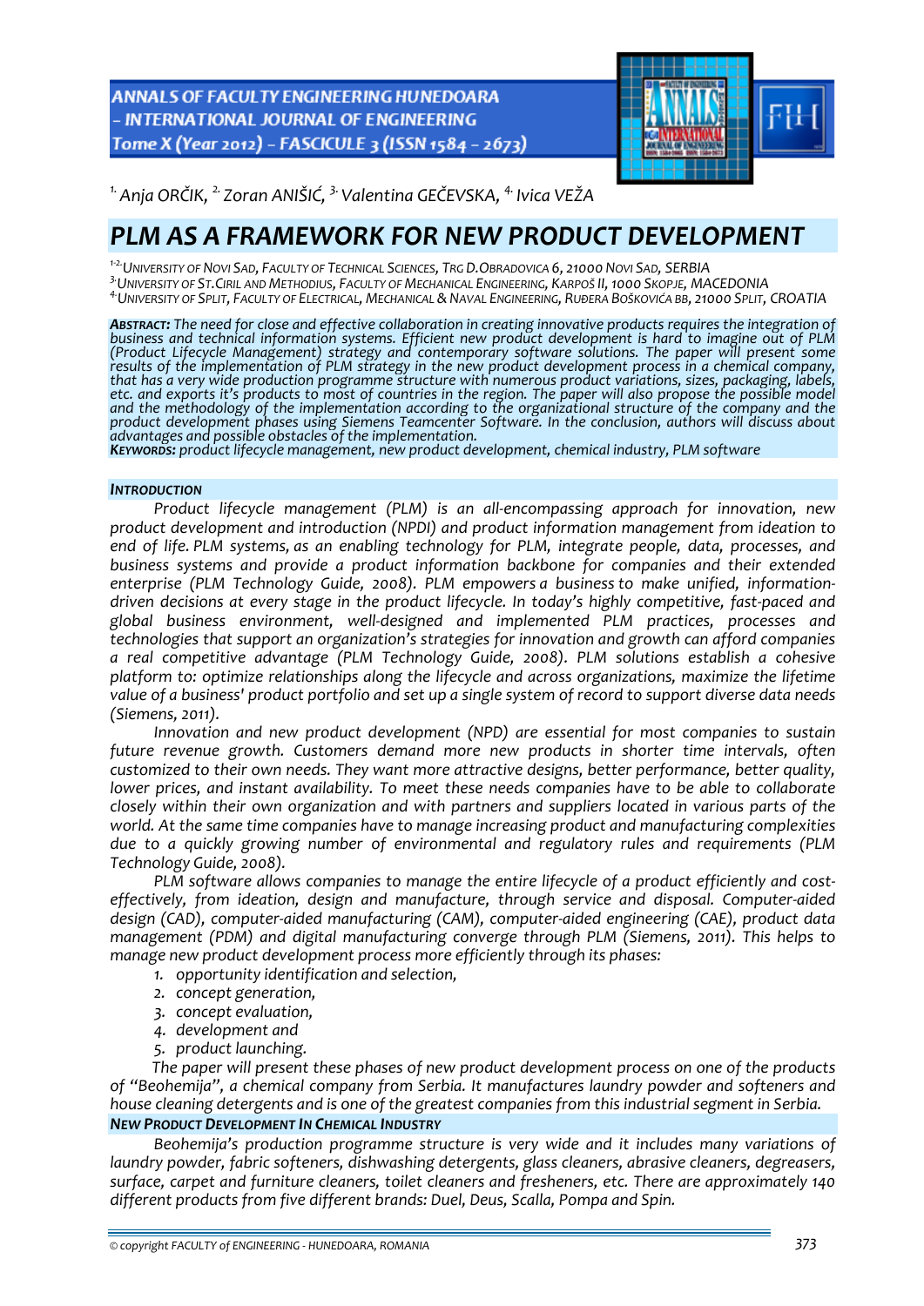[1.] Anja ORČIK, [2.] Zoran ANIŠIĆ, [3.] Valentina GEČEVSKA, [4.] Ivica VEŽA

# PLM AS A FRAMEWORK FOR NEW PRODUCT DEVELOPMENT

[1-2.] UNIVERSITY OF NOVI SAD, FACULTY OF TECHNICAL SCIENCES, TRG D.OBRADOVICA 6, 21000 NOVI SAD, SERBIA
[3.] UNIVERSITY OF ST.CIRIL AND METHODIUS, FACULTY OF MECHANICAL ENGINEERING, KARPOŠ II, 1000 SKOPJE, MACEDONIA
[4.] UNIVERSITY OF SPLIT, FACULTY OF ELECTRICAL, MECHANICAL & NAVAL ENGINEERING, RUĐERA BOŠKOVIĆA BB, 21000 SPLIT, CROATIA

***ABSTRACT:*** *The need for close and effective collaboration in creating innovative products requires the integration of business and technical information systems. Efficient new product development is hard to imagine out of PLM (Product Lifecycle Management) strategy and contemporary software solutions. The paper will present some results of the implementation of PLM strategy in the new product development process in a chemical company, that has a very wide production programme structure with numerous product variations, sizes, packaging, labels, etc. and exports it's products to most of countries in the region. The paper will also propose the possible model and the methodology of the implementation according to the organizational structure of the company and the product development phases using Siemens Teamcenter Software. In the conclusion, authors will discuss about advantages and possible obstacles of the implementation.*
***KEYWORDS:*** *product lifecycle management, new product development, chemical industry, PLM software*

## INTRODUCTION

*Product lifecycle management (PLM) is an all-encompassing approach for innovation, new product development and introduction (NPDI) and product information management from ideation to end of life. PLM systems, as an enabling technology for PLM, integrate people, data, processes, and business systems and provide a product information backbone for companies and their extended enterprise (PLM Technology Guide, 2008). PLM empowers a business to make unified, information-driven decisions at every stage in the product lifecycle. In today's highly competitive, fast-paced and global business environment, well-designed and implemented PLM practices, processes and technologies that support an organization's strategies for innovation and growth can afford companies a real competitive advantage (PLM Technology Guide, 2008). PLM solutions establish a cohesive platform to: optimize relationships along the lifecycle and across organizations, maximize the lifetime value of a business' product portfolio and set up a single system of record to support diverse data needs (Siemens, 2011).*

*Innovation and new product development (NPD) are essential for most companies to sustain future revenue growth. Customers demand more new products in shorter time intervals, often customized to their own needs. They want more attractive designs, better performance, better quality, lower prices, and instant availability. To meet these needs companies have to be able to collaborate closely within their own organization and with partners and suppliers located in various parts of the world. At the same time companies have to manage increasing product and manufacturing complexities due to a quickly growing number of environmental and regulatory rules and requirements (PLM Technology Guide, 2008).*

*PLM software allows companies to manage the entire lifecycle of a product efficiently and cost-effectively, from ideation, design and manufacture, through service and disposal. Computer-aided design (CAD), computer-aided manufacturing (CAM), computer-aided engineering (CAE), product data management (PDM) and digital manufacturing converge through PLM (Siemens, 2011). This helps to manage new product development process more efficiently through its phases:*

1. *opportunity identification and selection,*
2. *concept generation,*
3. *concept evaluation,*
4. *development and*
5. *product launching.*

*The paper will present these phases of new product development process on one of the products of "Beohemija", a chemical company from Serbia. It manufactures laundry powder and softeners and house cleaning detergents and is one of the greatest companies from this industrial segment in Serbia.*

## NEW PRODUCT DEVELOPMENT IN CHEMICAL INDUSTRY

*Beohemija's production programme structure is very wide and it includes many variations of laundry powder, fabric softeners, dishwashing detergents, glass cleaners, abrasive cleaners, degreasers, surface, carpet and furniture cleaners, toilet cleaners and fresheners, etc. There are approximately 140 different products from five different brands: Duel, Deus, Scalla, Pompa and Spin.*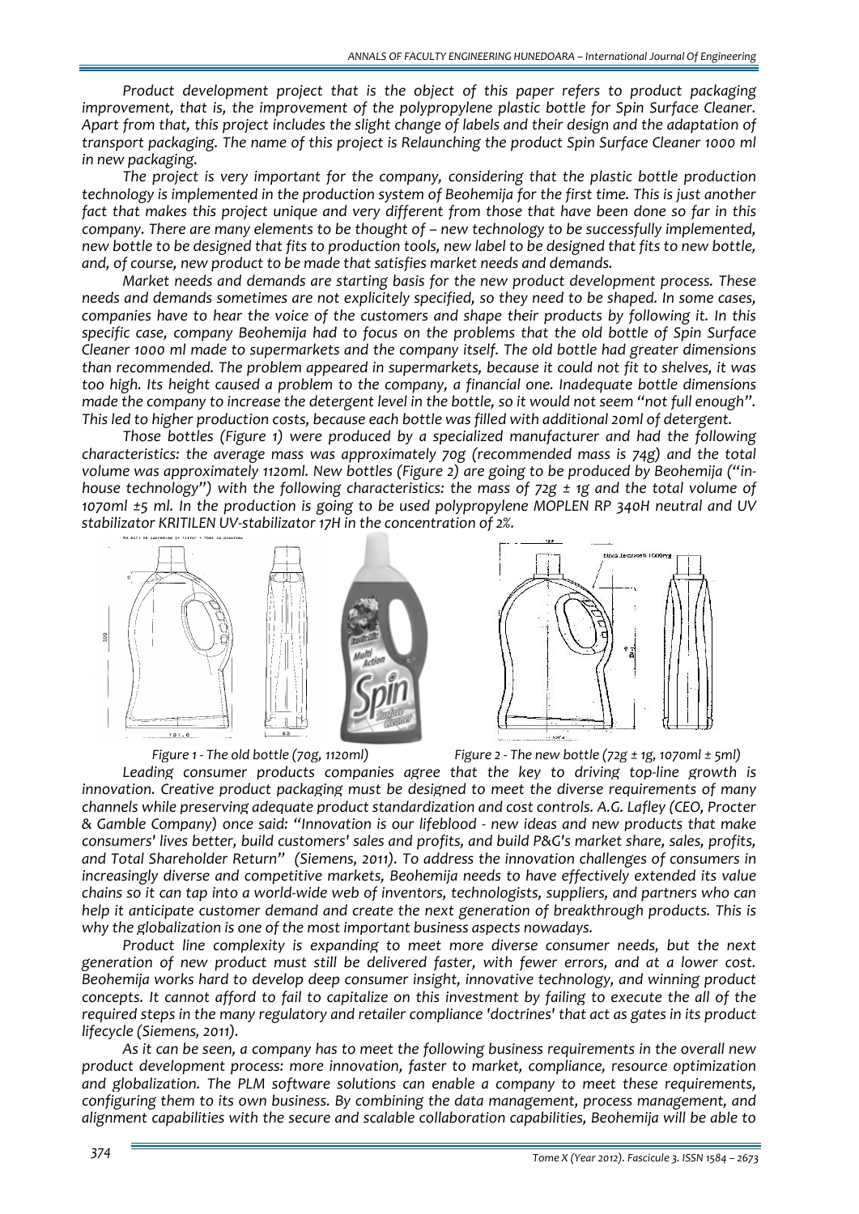*Product development project that is the object of this paper refers to product packaging improvement, that is, the improvement of the polypropylene plastic bottle for Spin Surface Cleaner. Apart from that, this project includes the slight change of labels and their design and the adaptation of transport packaging. The name of this project is Relaunching the product Spin Surface Cleaner 1000 ml in new packaging.*

*The project is very important for the company, considering that the plastic bottle production technology is implemented in the production system of Beohemija for the first time. This is just another fact that makes this project unique and very different from those that have been done so far in this company. There are many elements to be thought of – new technology to be successfully implemented, new bottle to be designed that fits to production tools, new label to be designed that fits to new bottle, and, of course, new product to be made that satisfies market needs and demands.*

*Market needs and demands are starting basis for the new product development process. These needs and demands sometimes are not explicitely specified, so they need to be shaped. In some cases, companies have to hear the voice of the customers and shape their products by following it. In this specific case, company Beohemija had to focus on the problems that the old bottle of Spin Surface Cleaner 1000 ml made to supermarkets and the company itself. The old bottle had greater dimensions than recommended. The problem appeared in supermarkets, because it could not fit to shelves, it was too high. Its height caused a problem to the company, a financial one. Inadequate bottle dimensions made the company to increase the detergent level in the bottle, so it would not seem "not full enough". This led to higher production costs, because each bottle was filled with additional 20ml of detergent.*

*Those bottles (Figure 1) were produced by a specialized manufacturer and had the following characteristics: the average mass was approximately 70g (recommended mass is 74g) and the total volume was approximately 1120ml. New bottles (Figure 2) are going to be produced by Beohemija ("in-house technology") with the following characteristics: the mass of 72g ± 1g and the total volume of 1070ml ±5 ml. In the production is going to be used polypropylene MOPLEN RP 340H neutral and UV stabilizator KRITILEN UV-stabilizator 17H in the concentration of 2%.*

*Figure 1 - The old bottle (70g, 1120ml)* *Figure 2 - The new bottle (72g ± 1g, 1070ml ± 5ml)*

*Leading consumer products companies agree that the key to driving top-line growth is innovation. Creative product packaging must be designed to meet the diverse requirements of many channels while preserving adequate product standardization and cost controls. A.G. Lafley (CEO, Procter & Gamble Company) once said: "Innovation is our lifeblood - new ideas and new products that make consumers' lives better, build customers' sales and profits, and build P&G's market share, sales, profits, and Total Shareholder Return" (Siemens, 2011). To address the innovation challenges of consumers in increasingly diverse and competitive markets, Beohemija needs to have effectively extended its value chains so it can tap into a world-wide web of inventors, technologists, suppliers, and partners who can help it anticipate customer demand and create the next generation of breakthrough products. This is why the globalization is one of the most important business aspects nowadays.*

*Product line complexity is expanding to meet more diverse consumer needs, but the next generation of new product must still be delivered faster, with fewer errors, and at a lower cost. Beohemija works hard to develop deep consumer insight, innovative technology, and winning product concepts. It cannot afford to fail to capitalize on this investment by failing to execute the all of the required steps in the many regulatory and retailer compliance 'doctrines' that act as gates in its product lifecycle (Siemens, 2011).*

*As it can be seen, a company has to meet the following business requirements in the overall new product development process: more innovation, faster to market, compliance, resource optimization and globalization. The PLM software solutions can enable a company to meet these requirements, configuring them to its own business. By combining the data management, process management, and alignment capabilities with the secure and scalable collaboration capabilities, Beohemija will be able to*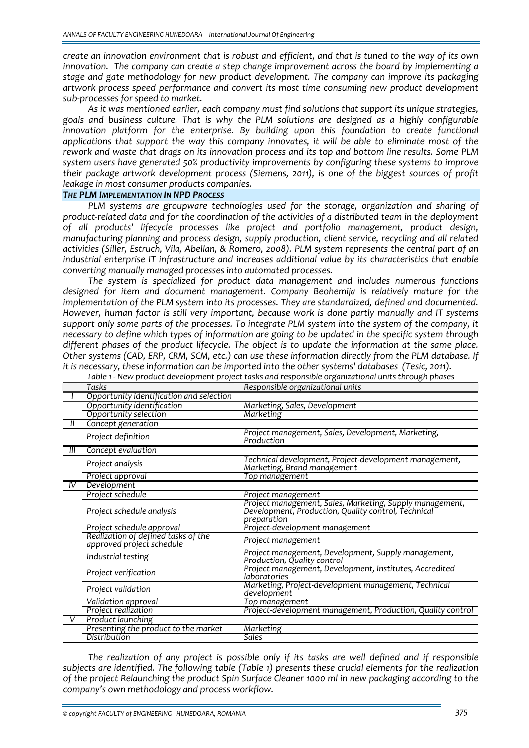*create an innovation environment that is robust and efficient, and that is tuned to the way of its own innovation. The company can create a step change improvement across the board by implementing a stage and gate methodology for new product development. The company can improve its packaging artwork process speed performance and convert its most time consuming new product development sub-processes for speed to market.*

*As it was mentioned earlier, each company must find solutions that support its unique strategies, goals and business culture. That is why the PLM solutions are designed as a highly configurable innovation platform for the enterprise. By building upon this foundation to create functional applications that support the way this company innovates, it will be able to eliminate most of the rework and waste that drags on its innovation process and its top and bottom line results. Some PLM system users have generated 50% productivity improvements by configuring these systems to improve their package artwork development process (Siemens, 2011), is one of the biggest sources of profit leakage in most consumer products companies.*

### THE PLM IMPLEMENTATION IN NPD PROCESS

*PLM systems are groupware technologies used for the storage, organization and sharing of product-related data and for the coordination of the activities of a distributed team in the deployment of all products' lifecycle processes like project and portfolio management, product design, manufacturing planning and process design, supply production, client service, recycling and all related activities (Siller, Estruch, Vila, Abellan, & Romero, 2008). PLM system represents the central part of an industrial enterprise IT infrastructure and increases additional value by its characteristics that enable converting manually managed processes into automated processes.*

*The system is specialized for product data management and includes numerous functions designed for item and document management. Company Beohemija is relatively mature for the implementation of the PLM system into its processes. They are standardized, defined and documented. However, human factor is still very important, because work is done partly manually and IT systems support only some parts of the processes. To integrate PLM system into the system of the company, it necessary to define which types of information are going to be updated in the specific system through different phases of the product lifecycle. The object is to update the information at the same place. Other systems (CAD, ERP, CRM, SCM, etc.) can use these information directly from the PLM database. If it is necessary, these information can be imported into the other systems' databases (Tesic, 2011).*

*Table 1 - New product development project tasks and responsible organizational units through phases*

| | Tasks | Responsible organizational units |
|---|---|---|
| I | Opportunity identification and selection | |
| | Opportunity identification | Marketing, Sales, Development |
| | Opportunity selection | Marketing |
| II | Concept generation | |
| | Project definition | Project management, Sales, Development, Marketing, Production |
| III | Concept evaluation | |
| | Project analysis | Technical development, Project-development management, Marketing, Brand management |
| | Project approval | Top management |
| IV | Development | |
| | Project schedule | Project management |
| | Project schedule analysis | Project management, Sales, Marketing, Supply management, Development, Production, Quality control, Technical preparation |
| | Project schedule approval | Project-development management |
| | Realization of defined tasks of the approved project schedule | Project management |
| | Industrial testing | Project management, Development, Supply management, Production, Quality control |
| | Project verification | Project management, Development, Institutes, Accredited laboratories |
| | Project validation | Marketing, Project-development management, Technical development |
| | Validation approval | Top management |
| | Project realization | Project-development management, Production, Quality control |
| V | Product launching | |
| | Presenting the product to the market | Marketing |
| | Distribution | Sales |

*The realization of any project is possible only if its tasks are well defined and if responsible subjects are identified. The following table (Table 1) presents these crucial elements for the realization of the project Relaunching the product Spin Surface Cleaner 1000 ml in new packaging according to the company's own methodology and process workflow.*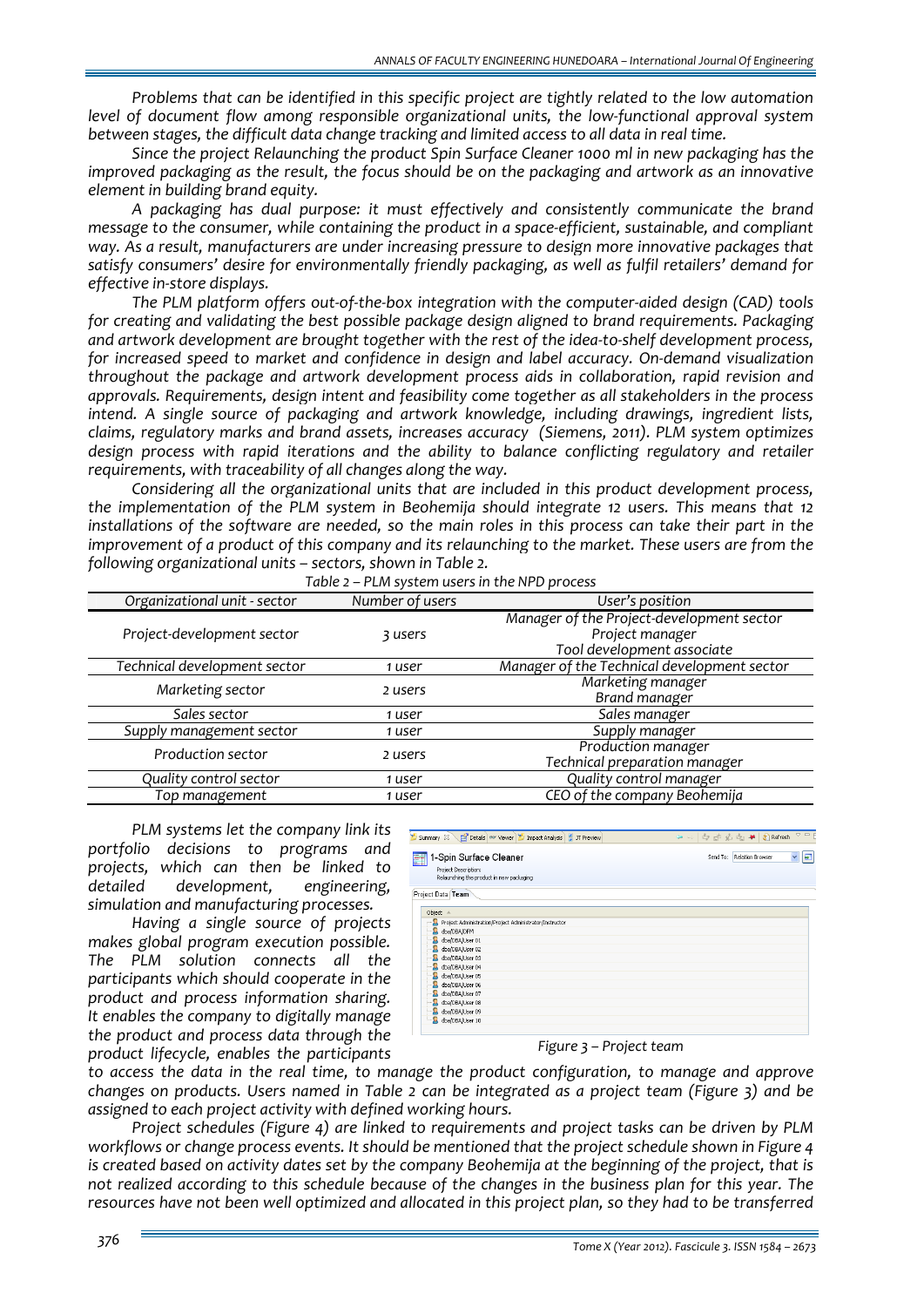*Problems that can be identified in this specific project are tightly related to the low automation level of document flow among responsible organizational units, the low-functional approval system between stages, the difficult data change tracking and limited access to all data in real time.*

*Since the project Relaunching the product Spin Surface Cleaner 1000 ml in new packaging has the improved packaging as the result, the focus should be on the packaging and artwork as an innovative element in building brand equity.*

*A packaging has dual purpose: it must effectively and consistently communicate the brand message to the consumer, while containing the product in a space-efficient, sustainable, and compliant way. As a result, manufacturers are under increasing pressure to design more innovative packages that satisfy consumers' desire for environmentally friendly packaging, as well as fulfil retailers' demand for effective in-store displays.*

*The PLM platform offers out-of-the-box integration with the computer-aided design (CAD) tools for creating and validating the best possible package design aligned to brand requirements. Packaging and artwork development are brought together with the rest of the idea-to-shelf development process, for increased speed to market and confidence in design and label accuracy. On-demand visualization throughout the package and artwork development process aids in collaboration, rapid revision and approvals. Requirements, design intent and feasibility come together as all stakeholders in the process intend. A single source of packaging and artwork knowledge, including drawings, ingredient lists, claims, regulatory marks and brand assets, increases accuracy (Siemens, 2011). PLM system optimizes design process with rapid iterations and the ability to balance conflicting regulatory and retailer requirements, with traceability of all changes along the way.*

*Considering all the organizational units that are included in this product development process, the implementation of the PLM system in Beohemija should integrate 12 users. This means that 12 installations of the software are needed, so the main roles in this process can take their part in the improvement of a product of this company and its relaunching to the market. These users are from the following organizational units – sectors, shown in Table 2.*

*Table 2 – PLM system users in the NPD process*

| Organizational unit - sector | Number of users | User's position |
|---|---|---|
| Project-development sector | 3 users | Manager of the Project-development sector<br>Project manager<br>Tool development associate |
| Technical development sector | 1 user | Manager of the Technical development sector |
| Marketing sector | 2 users | Marketing manager<br>Brand manager |
| Sales sector | 1 user | Sales manager |
| Supply management sector | 1 user | Supply manager |
| Production sector | 2 users | Production manager<br>Technical preparation manager |
| Quality control sector | 1 user | Quality control manager |
| Top management | 1 user | CEO of the company Beohemija |

*PLM systems let the company link its portfolio decisions to programs and projects, which can then be linked to detailed development, engineering, simulation and manufacturing processes.*

*Having a single source of projects makes global program execution possible. The PLM solution connects all the participants which should cooperate in the product and process information sharing. It enables the company to digitally manage the product and process data through the product lifecycle, enables the participants to access the data in the real time, to manage the product configuration, to manage and approve changes on products. Users named in Table 2 can be integrated as a project team (Figure 3) and be assigned to each project activity with defined working hours.*

*Figure 3 – Project team*

*Project schedules (Figure 4) are linked to requirements and project tasks can be driven by PLM workflows or change process events. It should be mentioned that the project schedule shown in Figure 4 is created based on activity dates set by the company Beohemija at the beginning of the project, that is not realized according to this schedule because of the changes in the business plan for this year. The resources have not been well optimized and allocated in this project plan, so they had to be transferred*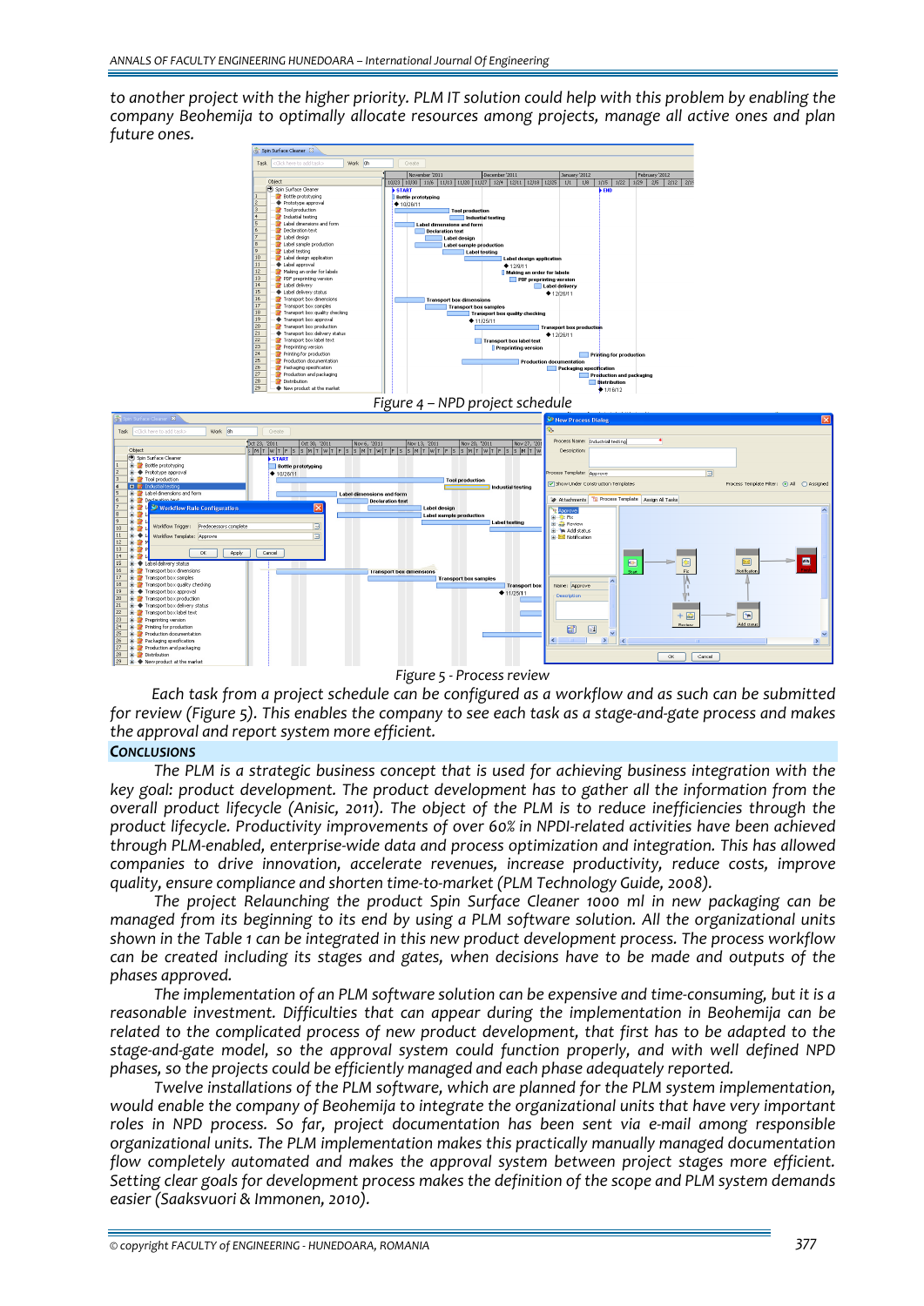to another project with the higher priority. PLM IT solution could help with this problem by enabling the company Beohemija to optimally allocate resources among projects, manage all active ones and plan future ones.

Figure 4 – NPD project schedule

Figure 5 - Process review

Each task from a project schedule can be configured as a workflow and as such can be submitted for review (Figure 5). This enables the company to see each task as a stage-and-gate process and makes the approval and report system more efficient.

## CONCLUSIONS

The PLM is a strategic business concept that is used for achieving business integration with the key goal: product development. The product development has to gather all the information from the overall product lifecycle (Anisic, 2011). The object of the PLM is to reduce inefficiencies through the product lifecycle. Productivity improvements of over 60% in NPDI-related activities have been achieved through PLM-enabled, enterprise-wide data and process optimization and integration. This has allowed companies to drive innovation, accelerate revenues, increase productivity, reduce costs, improve quality, ensure compliance and shorten time-to-market (PLM Technology Guide, 2008).

The project Relaunching the product Spin Surface Cleaner 1000 ml in new packaging can be managed from its beginning to its end by using a PLM software solution. All the organizational units shown in the Table 1 can be integrated in this new product development process. The process workflow can be created including its stages and gates, when decisions have to be made and outputs of the phases approved.

The implementation of an PLM software solution can be expensive and time-consuming, but it is a reasonable investment. Difficulties that can appear during the implementation in Beohemija can be related to the complicated process of new product development, that first has to be adapted to the stage-and-gate model, so the approval system could function properly, and with well defined NPD phases, so the projects could be efficiently managed and each phase adequately reported.

Twelve installations of the PLM software, which are planned for the PLM system implementation, would enable the company of Beohemija to integrate the organizational units that have very important roles in NPD process. So far, project documentation has been sent via e-mail among responsible organizational units. The PLM implementation makes this practically manually managed documentation flow completely automated and makes the approval system between project stages more efficient. Setting clear goals for development process makes the definition of the scope and PLM system demands easier (Saaksvuori & Immonen, 2010).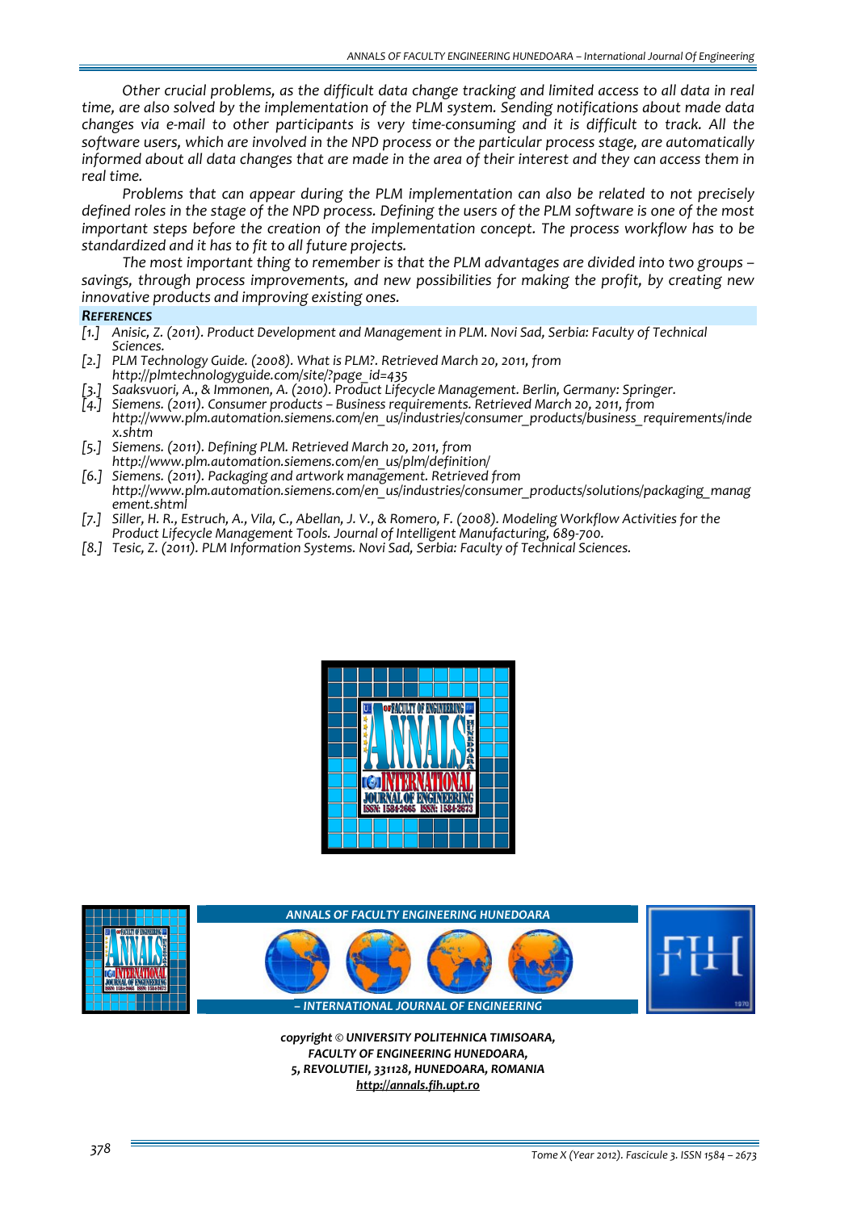*Other crucial problems, as the difficult data change tracking and limited access to all data in real time, are also solved by the implementation of the PLM system. Sending notifications about made data changes via e-mail to other participants is very time-consuming and it is difficult to track. All the software users, which are involved in the NPD process or the particular process stage, are automatically informed about all data changes that are made in the area of their interest and they can access them in real time.*

*Problems that can appear during the PLM implementation can also be related to not precisely defined roles in the stage of the NPD process. Defining the users of the PLM software is one of the most important steps before the creation of the implementation concept. The process workflow has to be standardized and it has to fit to all future projects.*

*The most important thing to remember is that the PLM advantages are divided into two groups – savings, through process improvements, and new possibilities for making the profit, by creating new innovative products and improving existing ones.*

## REFERENCES

- [1.] Anisic, Z. (2011). Product Development and Management in PLM. Novi Sad, Serbia: Faculty of Technical Sciences.
- [2.] PLM Technology Guide. (2008). What is PLM?. Retrieved March 20, 2011, from http://plmtechnologyguide.com/site/?page_id=435
- [3.] Saaksvuori, A., & Immonen, A. (2010). Product Lifecycle Management. Berlin, Germany: Springer.
- [4.] Siemens. (2011). Consumer products – Business requirements. Retrieved March 20, 2011, from http://www.plm.automation.siemens.com/en_us/industries/consumer_products/business_requirements/index.shtm
- [5.] Siemens. (2011). Defining PLM. Retrieved March 20, 2011, from http://www.plm.automation.siemens.com/en_us/plm/definition/
- [6.] Siemens. (2011). Packaging and artwork management. Retrieved from http://www.plm.automation.siemens.com/en_us/industries/consumer_products/solutions/packaging_management.shtml
- [7.] Siller, H. R., Estruch, A., Vila, C., Abellan, J. V., & Romero, F. (2008). Modeling Workflow Activities for the Product Lifecycle Management Tools. Journal of Intelligent Manufacturing, 689-700.
- [8.] Tesic, Z. (2011). PLM Information Systems. Novi Sad, Serbia: Faculty of Technical Sciences.

ANNALS OF FACULTY ENGINEERING HUNEDOARA

– INTERNATIONAL JOURNAL OF ENGINEERING

**copyright © UNIVERSITY POLITEHNICA TIMISOARA,**
**FACULTY OF ENGINEERING HUNEDOARA,**
**5, REVOLUTIEI, 331128, HUNEDOARA, ROMANIA**
**http://annals.fih.upt.ro**